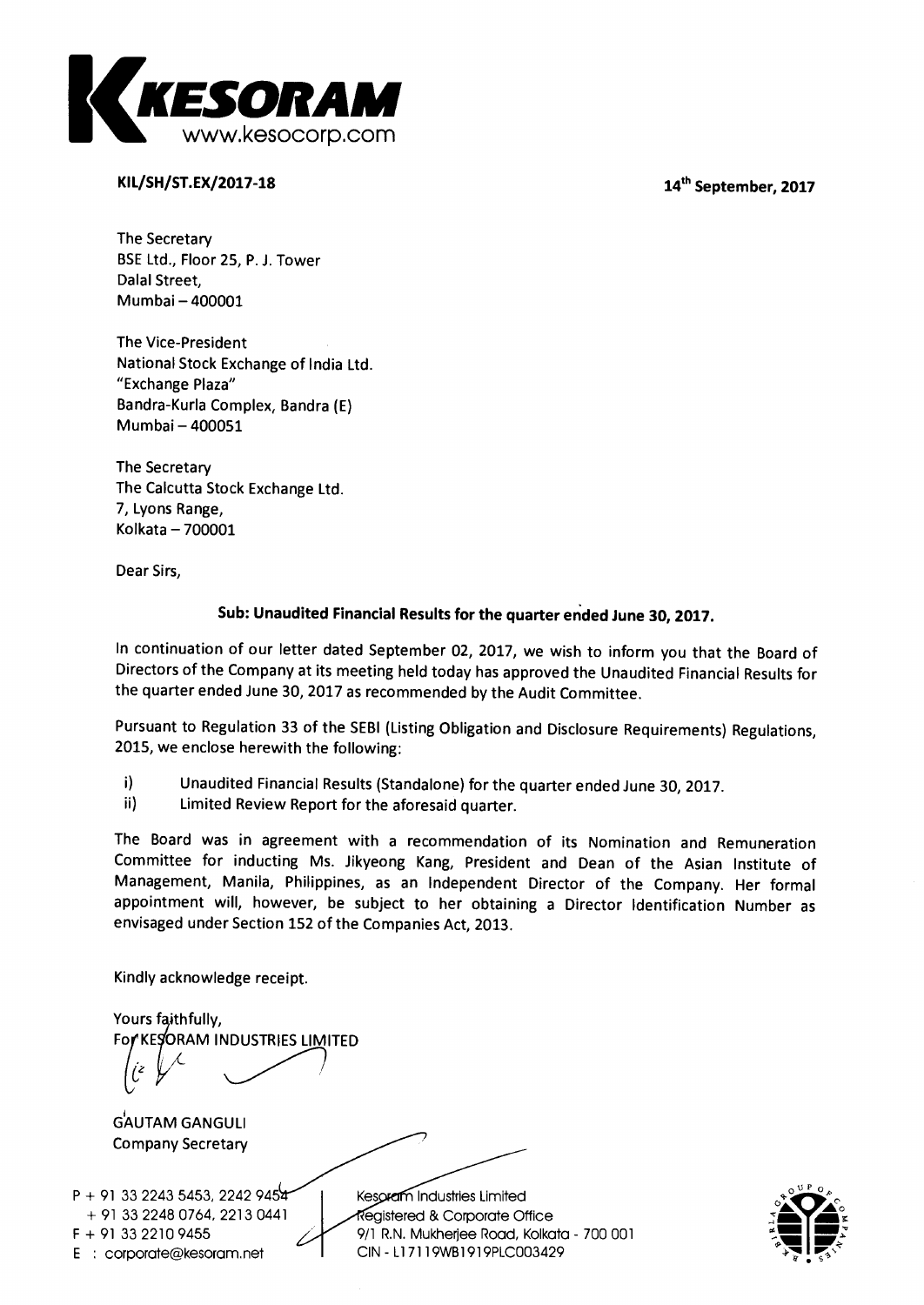**KESORAM**
www.kesocorp.com

**KIL/SH/ST.EX/2017-18** **14th September, 2017**

The Secretary
BSE Ltd., Floor 25, P. J. Tower
Dalal Street,
Mumbai – 400001

The Vice-President
National Stock Exchange of India Ltd.
"Exchange Plaza"
Bandra-Kurla Complex, Bandra (E)
Mumbai – 400051

The Secretary
The Calcutta Stock Exchange Ltd.
7, Lyons Range,
Kolkata – 700001

Dear Sirs,

**Sub: Unaudited Financial Results for the quarter ended June 30, 2017.**

In continuation of our letter dated September 02, 2017, we wish to inform you that the Board of Directors of the Company at its meeting held today has approved the Unaudited Financial Results for the quarter ended June 30, 2017 as recommended by the Audit Committee.

Pursuant to Regulation 33 of the SEBI (Listing Obligation and Disclosure Requirements) Regulations, 2015, we enclose herewith the following:

i) Unaudited Financial Results (Standalone) for the quarter ended June 30, 2017.
ii) Limited Review Report for the aforesaid quarter.

The Board was in agreement with a recommendation of its Nomination and Remuneration Committee for inducting Ms. Jikyeong Kang, President and Dean of the Asian Institute of Management, Manila, Philippines, as an Independent Director of the Company. Her formal appointment will, however, be subject to her obtaining a Director Identification Number as envisaged under Section 152 of the Companies Act, 2013.

Kindly acknowledge receipt.

Yours faithfully,
For KESORAM INDUSTRIES LIMITED

GAUTAM GANGULI
Company Secretary

P + 91 33 2243 5453, 2242 9454
+ 91 33 2248 0764, 2213 0441
F + 91 33 2210 9455
E : corporate@kesoram.net

Kesoram Industries Limited
Registered & Corporate Office
9/1 R.N. Mukherjee Road, Kolkata - 700 001
CIN - L17119WB1919PLC003429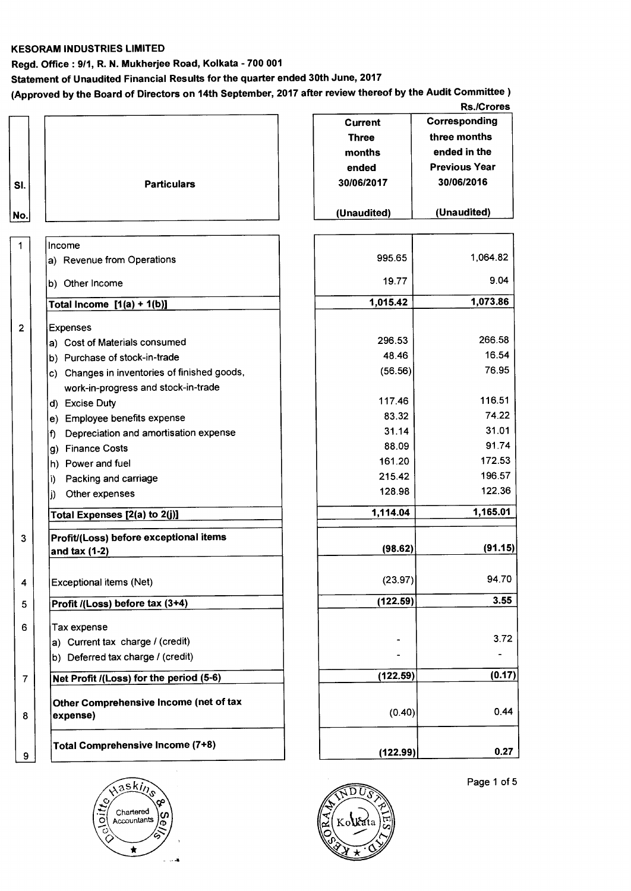**KESORAM INDUSTRIES LIMITED**

**Regd. Office : 9/1, R. N. Mukherjee Road, Kolkata - 700 001**

**Statement of Unaudited Financial Results for the quarter ended 30th June, 2017**

**(Approved by the Board of Directors on 14th September, 2017 after review thereof by the Audit Committee )**

Rs./Crores

| Sl. No. | Particulars | Current Three months ended 30/06/2017 (Unaudited) | Corresponding three months ended in the Previous Year 30/06/2016 (Unaudited) |
|---|---|---|---|
| 1 | Income | | |
| | a) Revenue from Operations | 995.65 | 1,064.82 |
| | b) Other Income | 19.77 | 9.04 |
| | **Total Income [1(a) + 1(b)]** | **1,015.42** | **1,073.86** |
| 2 | Expenses | | |
| | a) Cost of Materials consumed | 296.53 | 266.58 |
| | b) Purchase of stock-in-trade | 48.46 | 16.54 |
| | c) Changes in inventories of finished goods, work-in-progress and stock-in-trade | (56.56) | 76.95 |
| | d) Excise Duty | 117.46 | 116.51 |
| | e) Employee benefits expense | 83.32 | 74.22 |
| | f) Depreciation and amortisation expense | 31.14 | 31.01 |
| | g) Finance Costs | 88.09 | 91.74 |
| | h) Power and fuel | 161.20 | 172.53 |
| | i) Packing and carriage | 215.42 | 196.57 |
| | j) Other expenses | 128.98 | 122.36 |
| | **Total Expenses [2(a) to 2(j)]** | **1,114.04** | **1,165.01** |
| 3 | **Profit/(Loss) before exceptional items and tax (1-2)** | **(98.62)** | **(91.15)** |
| 4 | Exceptional items (Net) | (23.97) | 94.70 |
| 5 | **Profit /(Loss) before tax (3+4)** | **(122.59)** | **3.55** |
| 6 | Tax expense | | |
| | a) Current tax charge / (credit) | - | 3.72 |
| | b) Deferred tax charge / (credit) | - | - |
| 7 | **Net Profit /(Loss) for the period (5-6)** | **(122.59)** | **(0.17)** |
| 8 | **Other Comprehensive Income (net of tax expense)** | (0.40) | 0.44 |
| 9 | **Total Comprehensive Income (7+8)** | **(122.99)** | **0.27** |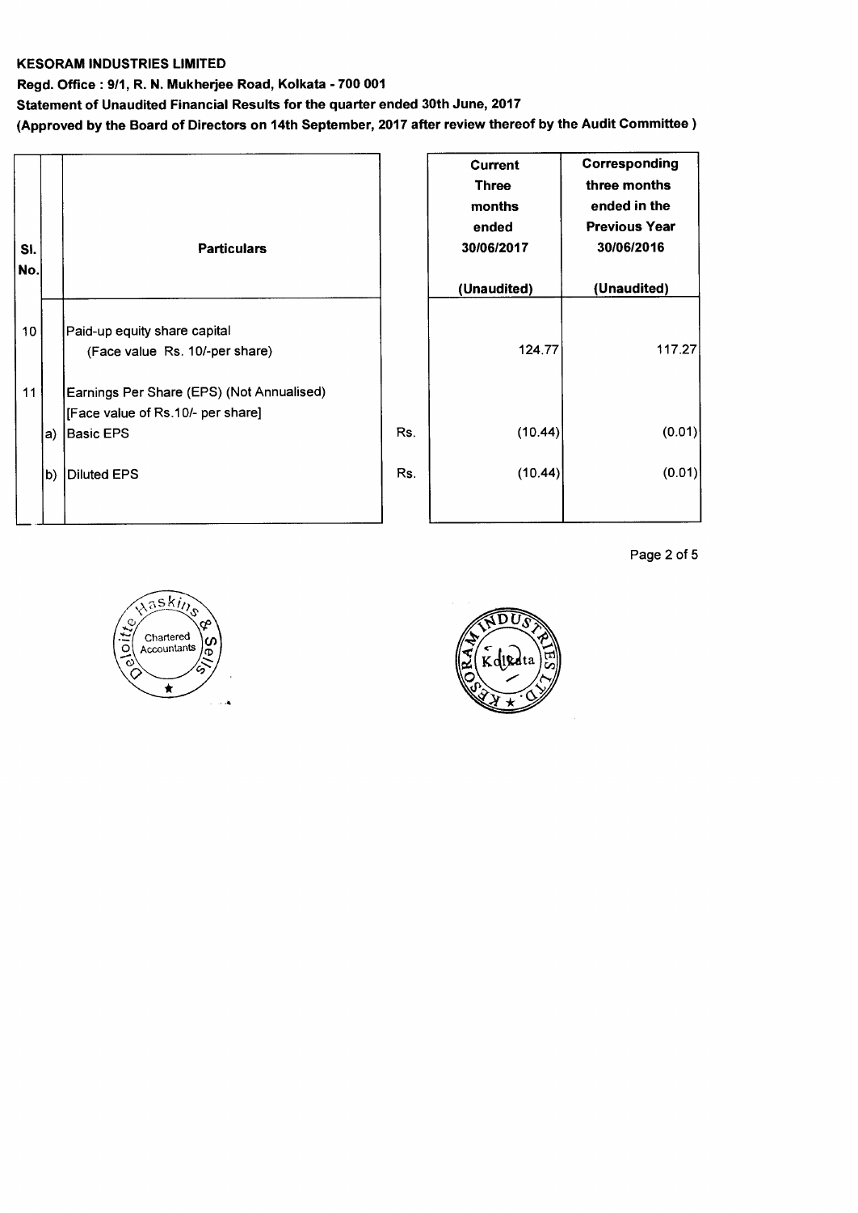**KESORAM INDUSTRIES LIMITED**

**Regd. Office : 9/1, R. N. Mukherjee Road, Kolkata - 700 001**

**Statement of Unaudited Financial Results for the quarter ended 30th June, 2017**

**(Approved by the Board of Directors on 14th September, 2017 after review thereof by the Audit Committee )**

| Sl. No. | | Particulars | | Current Three months ended 30/06/2017 (Unaudited) | Corresponding three months ended in the Previous Year 30/06/2016 (Unaudited) |
|---|---|---|---|---|---|
| 10 | | Paid-up equity share capital (Face value Rs. 10/-per share) | | 124.77 | 117.27 |
| 11 | | Earnings Per Share (EPS) (Not Annualised) [Face value of Rs.10/- per share] | | | |
| | a) | Basic EPS | Rs. | (10.44) | (0.01) |
| | b) | Diluted EPS | Rs. | (10.44) | (0.01) |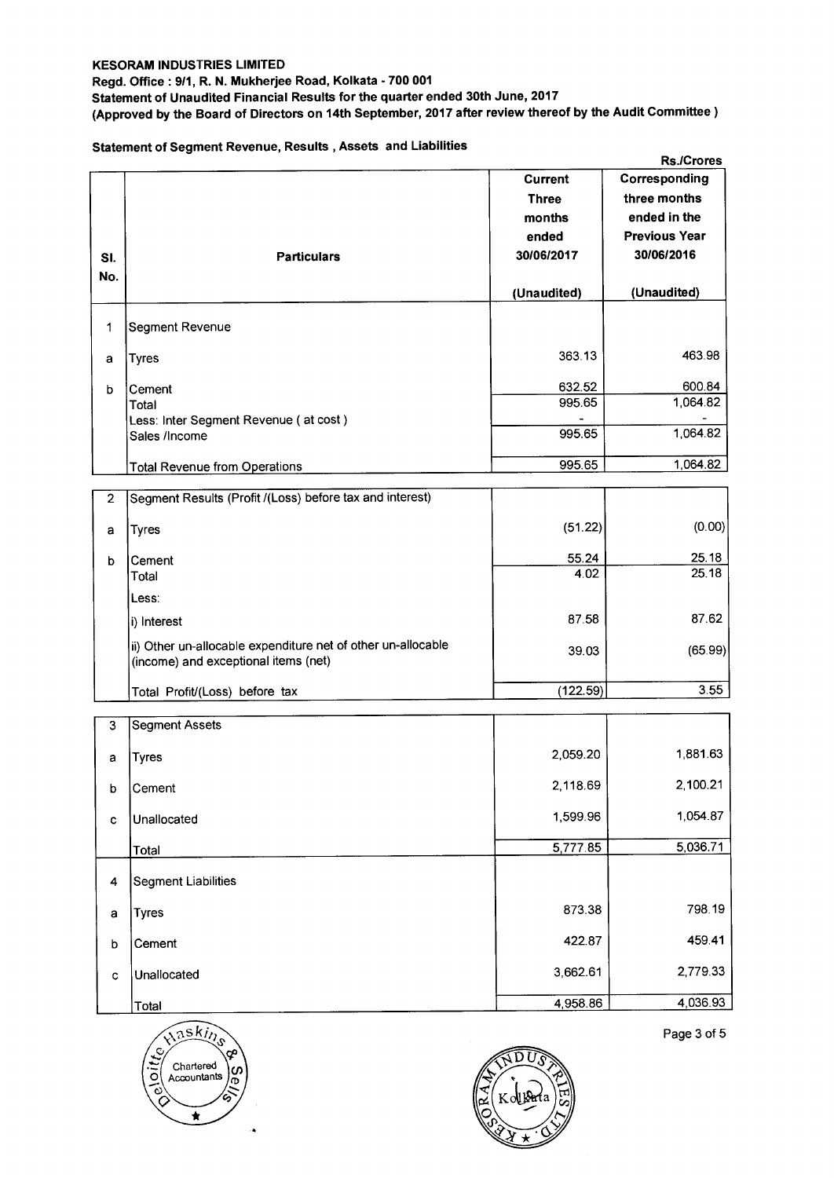**KESORAM INDUSTRIES LIMITED**

**Regd. Office : 9/1, R. N. Mukherjee Road, Kolkata - 700 001**

**Statement of Unaudited Financial Results for the quarter ended 30th June, 2017**

**(Approved by the Board of Directors on 14th September, 2017 after review thereof by the Audit Committee )**

**Statement of Segment Revenue, Results , Assets and Liabilities**

**Rs./Crores**

| Sl. No. | Particulars | Current Three months ended 30/06/2017 (Unaudited) | Corresponding three months ended in the Previous Year 30/06/2016 (Unaudited) |
|---|---|---|---|
| 1 | Segment Revenue | | |
| a | Tyres | 363.13 | 463.98 |
| b | Cement | 632.52 | 600.84 |
| | Total | 995.65 | 1,064.82 |
| | Less: Inter Segment Revenue ( at cost ) | - | - |
| | Sales /Income | 995.65 | 1,064.82 |
| | Total Revenue from Operations | 995.65 | 1,064.82 |
| 2 | Segment Results (Profit /(Loss) before tax and interest) | | |
| a | Tyres | (51.22) | (0.00) |
| b | Cement | 55.24 | 25.18 |
| | Total | 4.02 | 25.18 |
| | Less: | | |
| | i) Interest | 87.58 | 87.62 |
| | ii) Other un-allocable expenditure net of other un-allocable (income) and exceptional items (net) | 39.03 | (65.99) |
| | Total Profit/(Loss) before tax | (122.59) | 3.55 |
| 3 | Segment Assets | | |
| a | Tyres | 2,059.20 | 1,881.63 |
| b | Cement | 2,118.69 | 2,100.21 |
| c | Unallocated | 1,599.96 | 1,054.87 |
| | Total | 5,777.85 | 5,036.71 |
| 4 | Segment Liabilities | | |
| a | Tyres | 873.38 | 798.19 |
| b | Cement | 422.87 | 459.41 |
| c | Unallocated | 3,662.61 | 2,779.33 |
| | Total | 4,958.86 | 4,036.93 |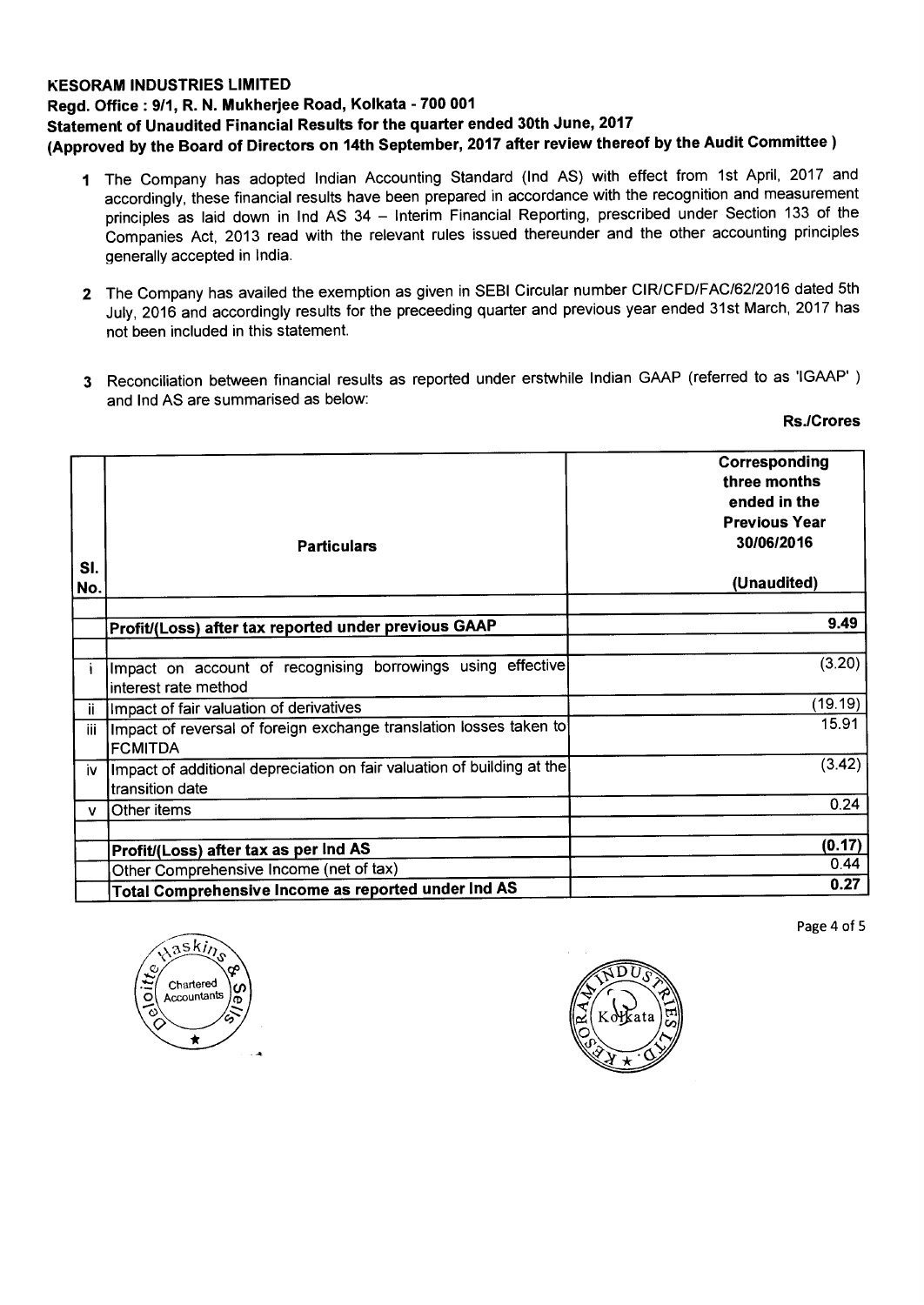**KESORAM INDUSTRIES LIMITED**

**Regd. Office : 9/1, R. N. Mukherjee Road, Kolkata - 700 001**

**Statement of Unaudited Financial Results for the quarter ended 30th June, 2017**

**(Approved by the Board of Directors on 14th September, 2017 after review thereof by the Audit Committee )**

1. The Company has adopted Indian Accounting Standard (Ind AS) with effect from 1st April, 2017 and accordingly, these financial results have been prepared in accordance with the recognition and measurement principles as laid down in Ind AS 34 – Interim Financial Reporting, prescribed under Section 133 of the Companies Act, 2013 read with the relevant rules issued thereunder and the other accounting principles generally accepted in India.

2. The Company has availed the exemption as given in SEBI Circular number CIR/CFD/FAC/62/2016 dated 5th July, 2016 and accordingly results for the preceeding quarter and previous year ended 31st March, 2017 has not been included in this statement.

3. Reconciliation between financial results as reported under erstwhile Indian GAAP (referred to as 'IGAAP' ) and Ind AS are summarised as below:

**Rs./Crores**

| Sl. No. | Particulars | Corresponding three months ended in the Previous Year 30/06/2016 (Unaudited) |
|---|---|---|
| | **Profit/(Loss) after tax reported under previous GAAP** | 9.49 |
| i | Impact on account of recognising borrowings using effective interest rate method | (3.20) |
| ii | Impact of fair valuation of derivatives | (19.19) |
| iii | Impact of reversal of foreign exchange translation losses taken to FCMITDA | 15.91 |
| iv | Impact of additional depreciation on fair valuation of building at the transition date | (3.42) |
| v | Other items | 0.24 |
| | **Profit/(Loss) after tax as per Ind AS** | **(0.17)** |
| | Other Comprehensive Income (net of tax) | 0.44 |
| | **Total Comprehensive Income as reported under Ind AS** | **0.27** |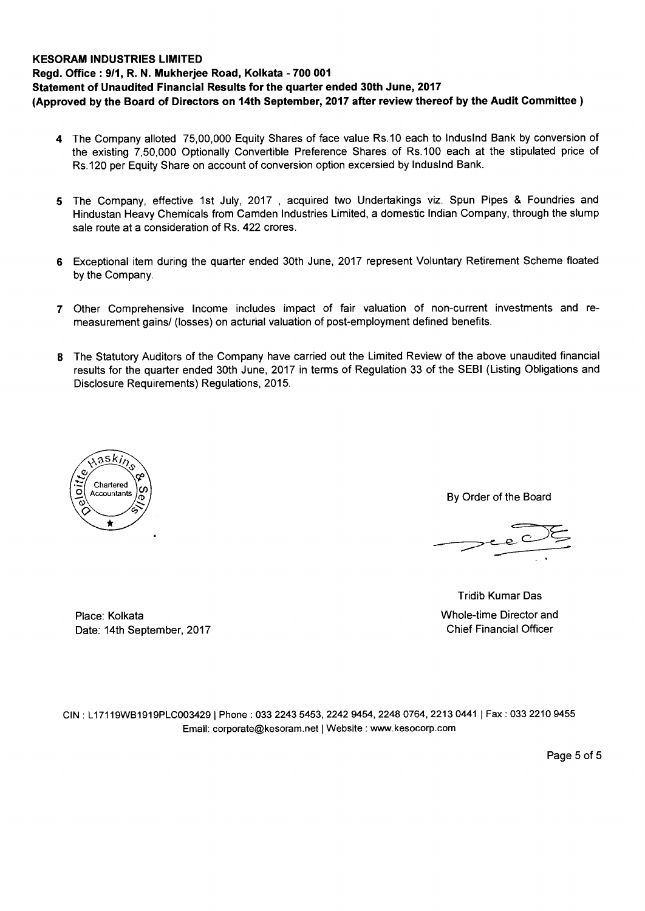**KESORAM INDUSTRIES LIMITED**
**Regd. Office : 9/1, R. N. Mukherjee Road, Kolkata - 700 001**
**Statement of Unaudited Financial Results for the quarter ended 30th June, 2017**
**(Approved by the Board of Directors on 14th September, 2017 after review thereof by the Audit Committee )**

4. The Company alloted 75,00,000 Equity Shares of face value Rs.10 each to IndusInd Bank by conversion of the existing 7,50,000 Optionally Convertible Preference Shares of Rs.100 each at the stipulated price of Rs.120 per Equity Share on account of conversion option excersied by IndusInd Bank.

5. The Company, effective 1st July, 2017 , acquired two Undertakings viz. Spun Pipes & Foundries and Hindustan Heavy Chemicals from Camden Industries Limited, a domestic Indian Company, through the slump sale route at a consideration of Rs. 422 crores.

6. Exceptional item during the quarter ended 30th June, 2017 represent Voluntary Retirement Scheme floated by the Company.

7. Other Comprehensive Income includes impact of fair valuation of non-current investments and re-measurement gains/ (losses) on acturial valuation of post-employment defined benefits.

8. The Statutory Auditors of the Company have carried out the Limited Review of the above unaudited financial results for the quarter ended 30th June, 2017 in terms of Regulation 33 of the SEBI (Listing Obligations and Disclosure Requirements) Regulations, 2015.

Deloitte Haskins & Sells
Chartered Accountants

By Order of the Board

Tridib Kumar Das
Whole-time Director and
Chief Financial Officer

Place: Kolkata
Date: 14th September, 2017

CIN : L17119WB1919PLC003429 | Phone : 033 2243 5453, 2242 9454, 2248 0764, 2213 0441 | Fax : 033 2210 9455
Email: corporate@kesoram.net | Website : www.kesocorp.com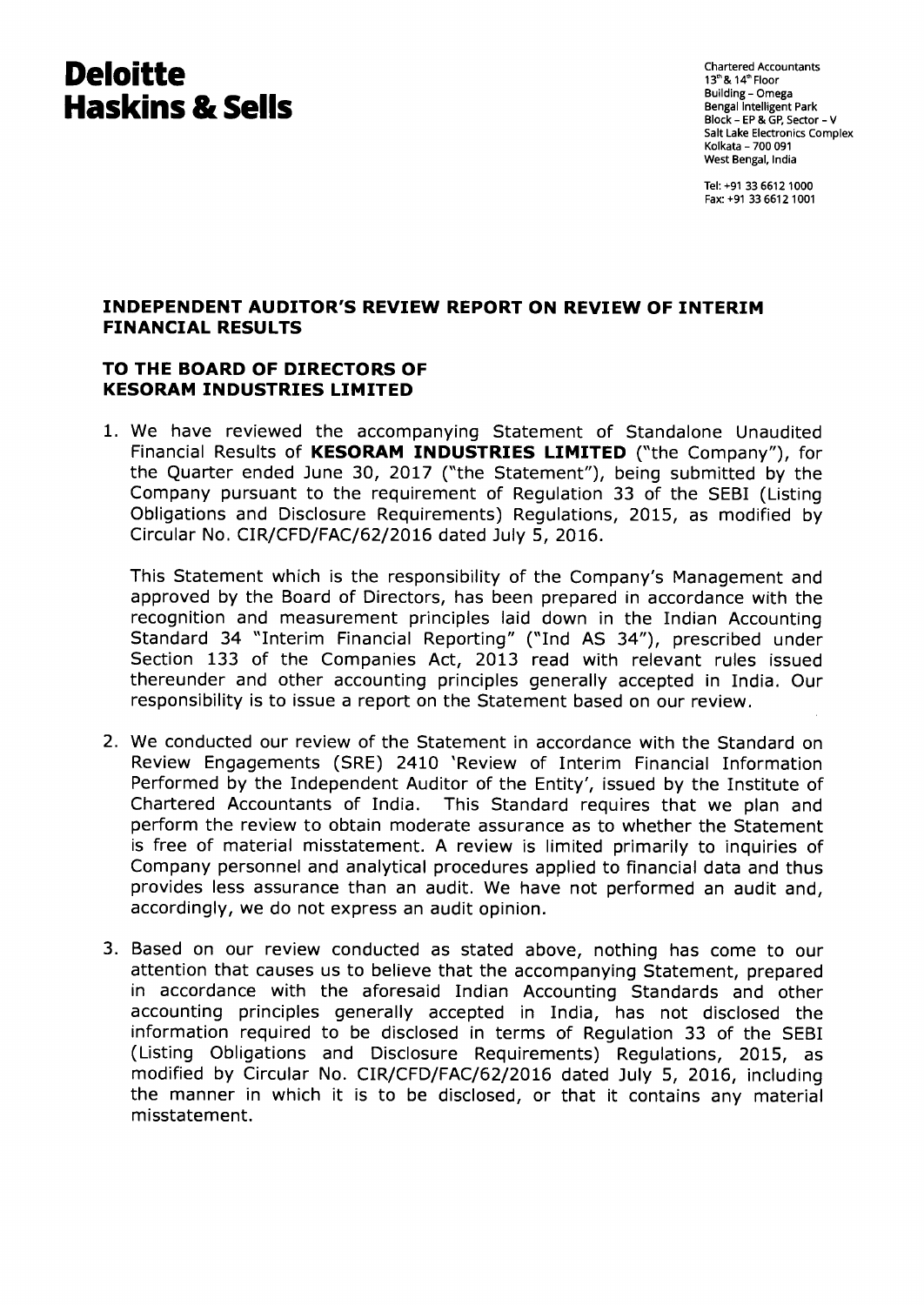# Deloitte Haskins & Sells

Chartered Accountants
13[th] & 14[th] Floor
Building – Omega
Bengal Intelligent Park
Block – EP & GP, Sector – V
Salt Lake Electronics Complex
Kolkata – 700 091
West Bengal, India

Tel: +91 33 6612 1000
Fax: +91 33 6612 1001

## INDEPENDENT AUDITOR'S REVIEW REPORT ON REVIEW OF INTERIM FINANCIAL RESULTS

## TO THE BOARD OF DIRECTORS OF KESORAM INDUSTRIES LIMITED

1. We have reviewed the accompanying Statement of Standalone Unaudited Financial Results of **KESORAM INDUSTRIES LIMITED** ("the Company"), for the Quarter ended June 30, 2017 ("the Statement"), being submitted by the Company pursuant to the requirement of Regulation 33 of the SEBI (Listing Obligations and Disclosure Requirements) Regulations, 2015, as modified by Circular No. CIR/CFD/FAC/62/2016 dated July 5, 2016.

   This Statement which is the responsibility of the Company's Management and approved by the Board of Directors, has been prepared in accordance with the recognition and measurement principles laid down in the Indian Accounting Standard 34 "Interim Financial Reporting" ("Ind AS 34"), prescribed under Section 133 of the Companies Act, 2013 read with relevant rules issued thereunder and other accounting principles generally accepted in India. Our responsibility is to issue a report on the Statement based on our review.

2. We conducted our review of the Statement in accordance with the Standard on Review Engagements (SRE) 2410 'Review of Interim Financial Information Performed by the Independent Auditor of the Entity', issued by the Institute of Chartered Accountants of India. This Standard requires that we plan and perform the review to obtain moderate assurance as to whether the Statement is free of material misstatement. A review is limited primarily to inquiries of Company personnel and analytical procedures applied to financial data and thus provides less assurance than an audit. We have not performed an audit and, accordingly, we do not express an audit opinion.

3. Based on our review conducted as stated above, nothing has come to our attention that causes us to believe that the accompanying Statement, prepared in accordance with the aforesaid Indian Accounting Standards and other accounting principles generally accepted in India, has not disclosed the information required to be disclosed in terms of Regulation 33 of the SEBI (Listing Obligations and Disclosure Requirements) Regulations, 2015, as modified by Circular No. CIR/CFD/FAC/62/2016 dated July 5, 2016, including the manner in which it is to be disclosed, or that it contains any material misstatement.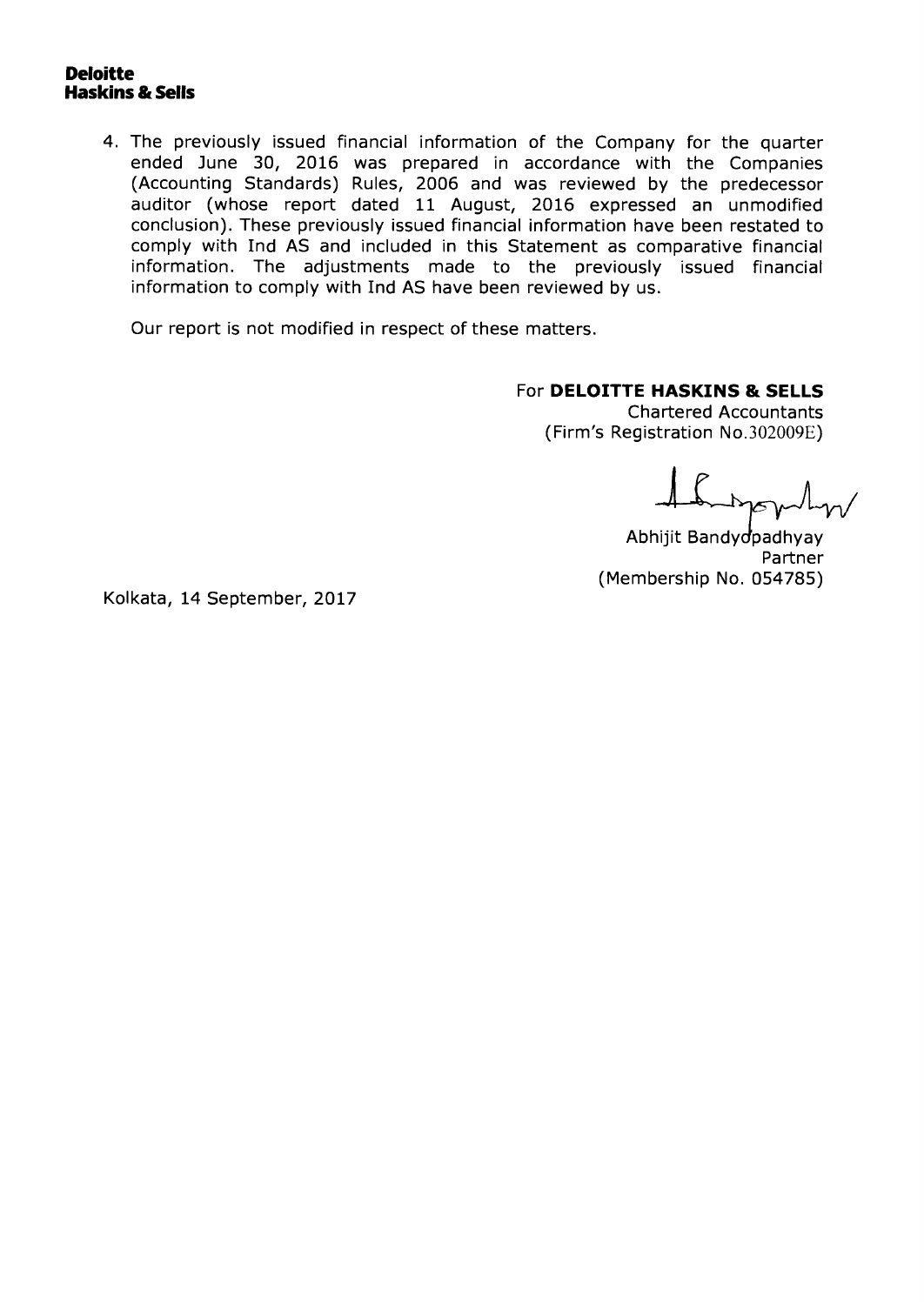**Deloitte**
**Haskins & Sells**

4. The previously issued financial information of the Company for the quarter ended June 30, 2016 was prepared in accordance with the Companies (Accounting Standards) Rules, 2006 and was reviewed by the predecessor auditor (whose report dated 11 August, 2016 expressed an unmodified conclusion). These previously issued financial information have been restated to comply with Ind AS and included in this Statement as comparative financial information. The adjustments made to the previously issued financial information to comply with Ind AS have been reviewed by us.

Our report is not modified in respect of these matters.

For **DELOITTE HASKINS & SELLS**
Chartered Accountants
(Firm's Registration No.302009E)

Abhijit Bandyopadhyay
Partner
(Membership No. 054785)

Kolkata, 14 September, 2017